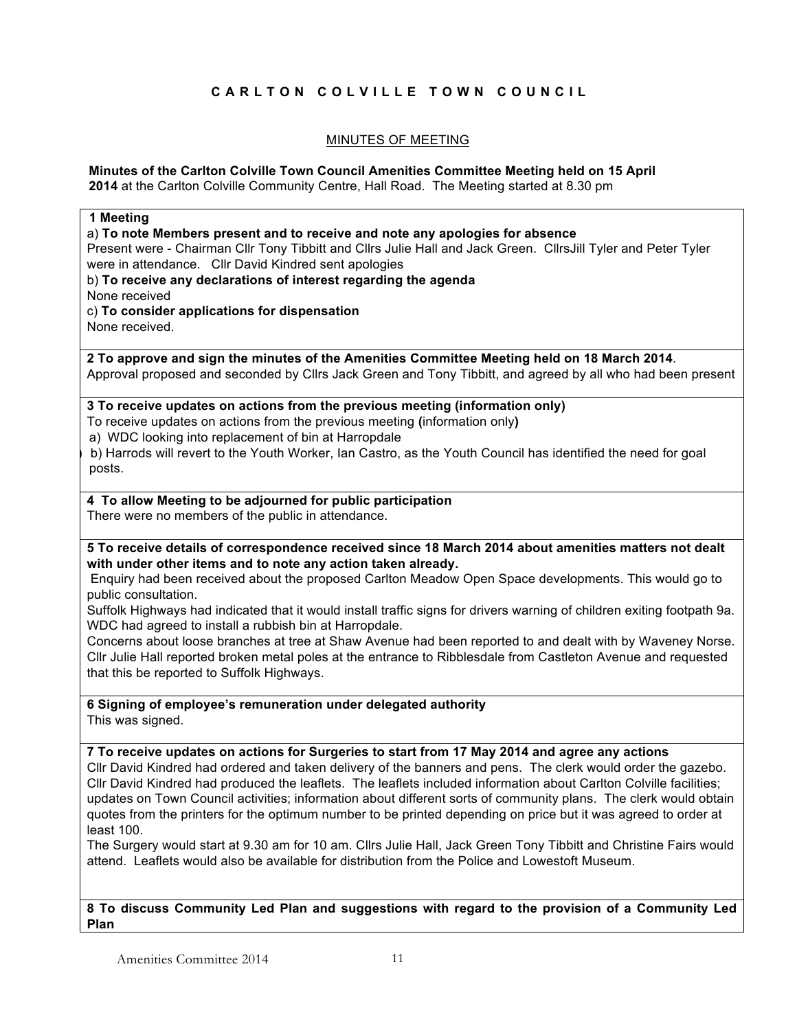# C A R L T O N   C O L V I L L E   T O W N   C O U N C I L

## MINUTES OF MEETING

**Minutes of the Carlton Colville Town Council Amenities Committee Meeting held on 15 April 2014** at the Carlton Colville Community Centre, Hall Road. The Meeting started at 8.30 pm

**1 Meeting**

a) **To note Members present and to receive and note any apologies for absence**

Present were - Chairman Cllr Tony Tibbitt and Cllrs Julie Hall and Jack Green. CllrsJill Tyler and Peter Tyler were in attendance. Cllr David Kindred sent apologies

b) **To receive any declarations of interest regarding the agenda**

None received

c) **To consider applications for dispensation**

None received.

**2 To approve and sign the minutes of the Amenities Committee Meeting held on 18 March 2014**.

Approval proposed and seconded by Cllrs Jack Green and Tony Tibbitt, and agreed by all who had been present

**3 To receive updates on actions from the previous meeting (information only)**

To receive updates on actions from the previous meeting **(**information only**)**

a) WDC looking into replacement of bin at Harropdale

b) Harrods will revert to the Youth Worker, Ian Castro, as the Youth Council has identified the need for goal posts.

**4 To allow Meeting to be adjourned for public participation**

There were no members of the public in attendance.

**5 To receive details of correspondence received since 18 March 2014 about amenities matters not dealt with under other items and to note any action taken already.**

Enquiry had been received about the proposed Carlton Meadow Open Space developments. This would go to public consultation.

Suffolk Highways had indicated that it would install traffic signs for drivers warning of children exiting footpath 9a.

WDC had agreed to install a rubbish bin at Harropdale.

Concerns about loose branches at tree at Shaw Avenue had been reported to and dealt with by Waveney Norse.

Cllr Julie Hall reported broken metal poles at the entrance to Ribblesdale from Castleton Avenue and requested that this be reported to Suffolk Highways.

**6 Signing of employee's remuneration under delegated authority**

This was signed.

**7 To receive updates on actions for Surgeries to start from 17 May 2014 and agree any actions**

Cllr David Kindred had ordered and taken delivery of the banners and pens. The clerk would order the gazebo.

Cllr David Kindred had produced the leaflets. The leaflets included information about Carlton Colville facilities; updates on Town Council activities; information about different sorts of community plans. The clerk would obtain quotes from the printers for the optimum number to be printed depending on price but it was agreed to order at least 100.

The Surgery would start at 9.30 am for 10 am. Cllrs Julie Hall, Jack Green Tony Tibbitt and Christine Fairs would attend. Leaflets would also be available for distribution from the Police and Lowestoft Museum.

**8 To discuss Community Led Plan and suggestions with regard to the provision of a Community Led Plan**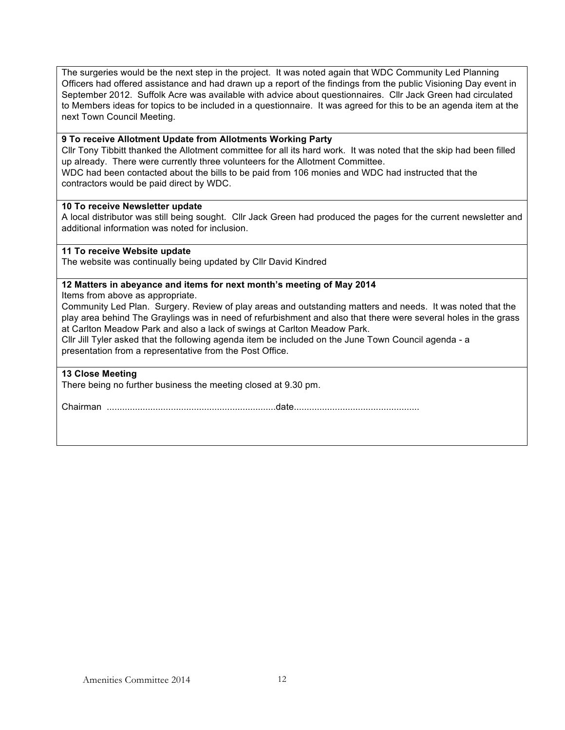The surgeries would be the next step in the project. It was noted again that WDC Community Led Planning Officers had offered assistance and had drawn up a report of the findings from the public Visioning Day event in September 2012. Suffolk Acre was available with advice about questionnaires. Cllr Jack Green had circulated to Members ideas for topics to be included in a questionnaire. It was agreed for this to be an agenda item at the next Town Council Meeting.

**9 To receive Allotment Update from Allotments Working Party**

Cllr Tony Tibbitt thanked the Allotment committee for all its hard work. It was noted that the skip had been filled up already. There were currently three volunteers for the Allotment Committee.

WDC had been contacted about the bills to be paid from 106 monies and WDC had instructed that the contractors would be paid direct by WDC.

**10 To receive Newsletter update**

A local distributor was still being sought. Cllr Jack Green had produced the pages for the current newsletter and additional information was noted for inclusion.

**11 To receive Website update**

The website was continually being updated by Cllr David Kindred

**12 Matters in abeyance and items for next month's meeting of May 2014**

Items from above as appropriate.

Community Led Plan. Surgery. Review of play areas and outstanding matters and needs. It was noted that the play area behind The Graylings was in need of refurbishment and also that there were several holes in the grass at Carlton Meadow Park and also a lack of swings at Carlton Meadow Park.

Cllr Jill Tyler asked that the following agenda item be included on the June Town Council agenda - a presentation from a representative from the Post Office.

**13 Close Meeting**

There being no further business the meeting closed at 9.30 pm.

Chairman ..................................................................date.................................................